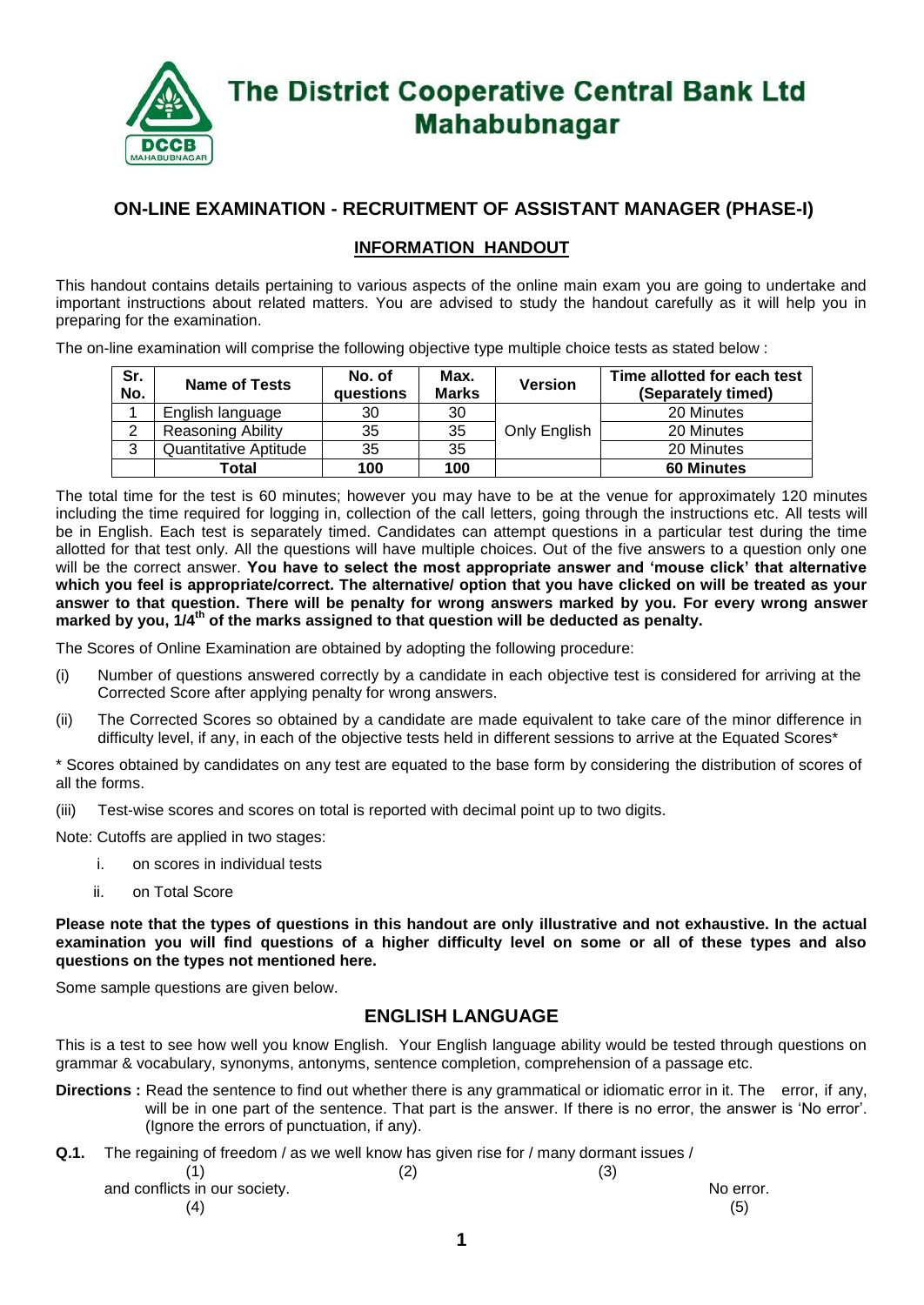# The District Cooperative Central Bank Ltd Mahabubnagar

## ON-LINE EXAMINATION - RECRUITMENT OF ASSISTANT MANAGER (PHASE-I)

### INFORMATION HANDOUT

This handout contains details pertaining to various aspects of the online main exam you are going to undertake and important instructions about related matters. You are advised to study the handout carefully as it will help you in preparing for the examination.

The on-line examination will comprise the following objective type multiple choice tests as stated below :

| Sr. No. | Name of Tests | No. of questions | Max. Marks | Version | Time allotted for each test (Separately timed) |
|---|---|---|---|---|---|
| 1 | English language | 30 | 30 | Only English | 20 Minutes |
| 2 | Reasoning Ability | 35 | 35 | | 20 Minutes |
| 3 | Quantitative Aptitude | 35 | 35 | | 20 Minutes |
| | **Total** | **100** | **100** | | **60 Minutes** |

The total time for the test is 60 minutes; however you may have to be at the venue for approximately 120 minutes including the time required for logging in, collection of the call letters, going through the instructions etc. All tests will be in English. Each test is separately timed. Candidates can attempt questions in a particular test during the time allotted for that test only. All the questions will have multiple choices. Out of the five answers to a question only one will be the correct answer. **You have to select the most appropriate answer and 'mouse click' that alternative which you feel is appropriate/correct. The alternative/ option that you have clicked on will be treated as your answer to that question. There will be penalty for wrong answers marked by you. For every wrong answer marked by you, 1/4th of the marks assigned to that question will be deducted as penalty.**

The Scores of Online Examination are obtained by adopting the following procedure:

(i) Number of questions answered correctly by a candidate in each objective test is considered for arriving at the Corrected Score after applying penalty for wrong answers.

(ii) The Corrected Scores so obtained by a candidate are made equivalent to take care of the minor difference in difficulty level, if any, in each of the objective tests held in different sessions to arrive at the Equated Scores*

\* Scores obtained by candidates on any test are equated to the base form by considering the distribution of scores of all the forms.

(iii) Test-wise scores and scores on total is reported with decimal point up to two digits.

Note: Cutoffs are applied in two stages:

i. on scores in individual tests

ii. on Total Score

**Please note that the types of questions in this handout are only illustrative and not exhaustive. In the actual examination you will find questions of a higher difficulty level on some or all of these types and also questions on the types not mentioned here.**

Some sample questions are given below.

## ENGLISH LANGUAGE

This is a test to see how well you know English. Your English language ability would be tested through questions on grammar & vocabulary, synonyms, antonyms, sentence completion, comprehension of a passage etc.

**Directions :** Read the sentence to find out whether there is any grammatical or idiomatic error in it. The error, if any, will be in one part of the sentence. That part is the answer. If there is no error, the answer is 'No error'. (Ignore the errors of punctuation, if any).

**Q.1.** The regaining of freedom (1) / as we well know has given rise for (2) / many dormant issues (3) / and conflicts in our society. (4) No error. (5)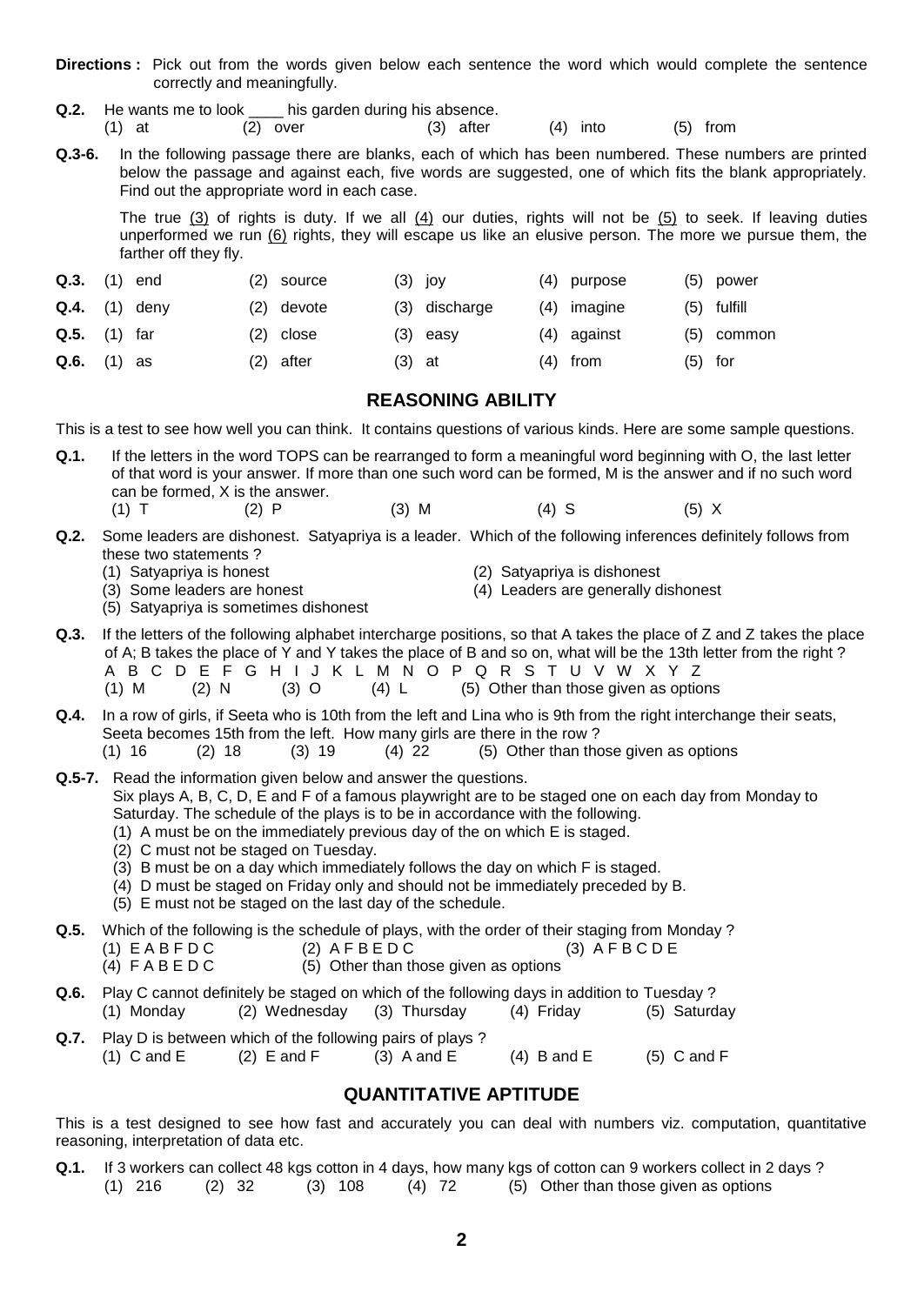**Directions :** Pick out from the words given below each sentence the word which would complete the sentence correctly and meaningfully.

**Q.2.** He wants me to look ____ his garden during his absence.
(1) at (2) over (3) after (4) into (5) from

**Q.3-6.** In the following passage there are blanks, each of which has been numbered. These numbers are printed below the passage and against each, five words are suggested, one of which fits the blank appropriately. Find out the appropriate word in each case.

The true (3) of rights is duty. If we all (4) our duties, rights will not be (5) to seek. If leaving duties unperformed we run (6) rights, they will escape us like an elusive person. The more we pursue them, the farther off they fly.

**Q.3.** (1) end (2) source (3) joy (4) purpose (5) power

**Q.4.** (1) deny (2) devote (3) discharge (4) imagine (5) fulfill

**Q.5.** (1) far (2) close (3) easy (4) against (5) common

**Q.6.** (1) as (2) after (3) at (4) from (5) for

## REASONING ABILITY

This is a test to see how well you can think. It contains questions of various kinds. Here are some sample questions.

**Q.1.** If the letters in the word TOPS can be rearranged to form a meaningful word beginning with O, the last letter of that word is your answer. If more than one such word can be formed, M is the answer and if no such word can be formed, X is the answer.
(1) T (2) P (3) M (4) S (5) X

**Q.2.** Some leaders are dishonest. Satyapriya is a leader. Which of the following inferences definitely follows from these two statements ?
(1) Satyapriya is honest
(2) Satyapriya is dishonest
(3) Some leaders are honest
(4) Leaders are generally dishonest
(5) Satyapriya is sometimes dishonest

**Q.3.** If the letters of the following alphabet intercharge positions, so that A takes the place of Z and Z takes the place of A; B takes the place of Y and Y takes the place of B and so on, what will be the 13th letter from the right ?
A B C D E F G H I J K L M N O P Q R S T U V W X Y Z
(1) M (2) N (3) O (4) L (5) Other than those given as options

**Q.4.** In a row of girls, if Seeta who is 10th from the left and Lina who is 9th from the right interchange their seats, Seeta becomes 15th from the left. How many girls are there in the row ?
(1) 16 (2) 18 (3) 19 (4) 22 (5) Other than those given as options

**Q.5-7.** Read the information given below and answer the questions.
Six plays A, B, C, D, E and F of a famous playwright are to be staged one on each day from Monday to Saturday. The schedule of the plays is to be in accordance with the following.
(1) A must be on the immediately previous day of the on which E is staged.
(2) C must not be staged on Tuesday.
(3) B must be on a day which immediately follows the day on which F is staged.
(4) D must be staged on Friday only and should not be immediately preceded by B.
(5) E must not be staged on the last day of the schedule.

**Q.5.** Which of the following is the schedule of plays, with the order of their staging from Monday ?
(1) E A B F D C (2) A F B E D C (3) A F B C D E
(4) F A B E D C (5) Other than those given as options

**Q.6.** Play C cannot definitely be staged on which of the following days in addition to Tuesday ?
(1) Monday (2) Wednesday (3) Thursday (4) Friday (5) Saturday

**Q.7.** Play D is between which of the following pairs of plays ?
(1) C and E (2) E and F (3) A and E (4) B and E (5) C and F

## QUANTITATIVE APTITUDE

This is a test designed to see how fast and accurately you can deal with numbers viz. computation, quantitative reasoning, interpretation of data etc.

**Q.1.** If 3 workers can collect 48 kgs cotton in 4 days, how many kgs of cotton can 9 workers collect in 2 days ?
(1) 216 (2) 32 (3) 108 (4) 72 (5) Other than those given as options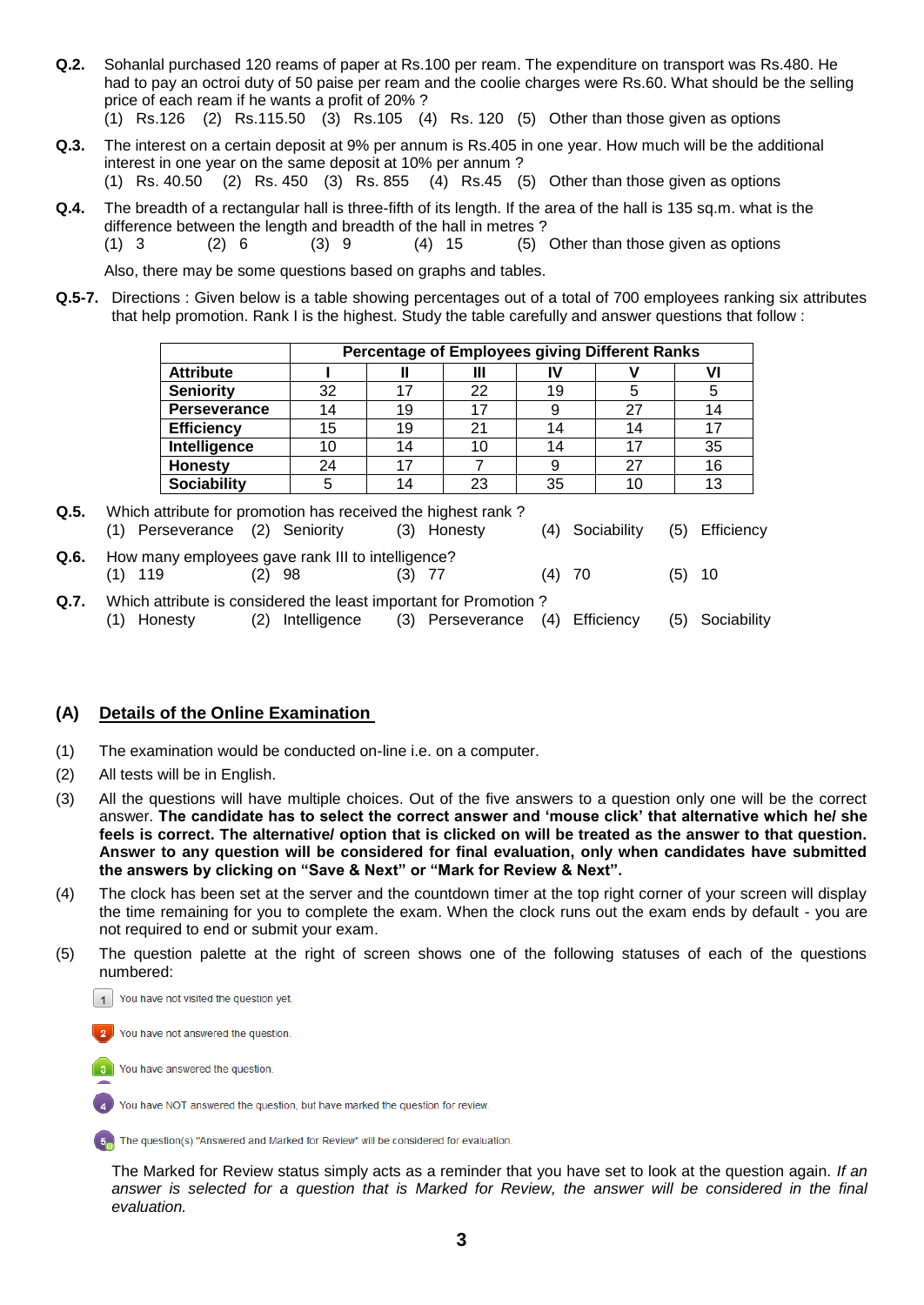**Q.2.** Sohanlal purchased 120 reams of paper at Rs.100 per ream. The expenditure on transport was Rs.480. He had to pay an octroi duty of 50 paise per ream and the coolie charges were Rs.60. What should be the selling price of each ream if he wants a profit of 20% ?
(1) Rs.126 (2) Rs.115.50 (3) Rs.105 (4) Rs. 120 (5) Other than those given as options

**Q.3.** The interest on a certain deposit at 9% per annum is Rs.405 in one year. How much will be the additional interest in one year on the same deposit at 10% per annum ?
(1) Rs. 40.50 (2) Rs. 450 (3) Rs. 855 (4) Rs.45 (5) Other than those given as options

**Q.4.** The breadth of a rectangular hall is three-fifth of its length. If the area of the hall is 135 sq.m. what is the difference between the length and breadth of the hall in metres ?
(1) 3 (2) 6 (3) 9 (4) 15 (5) Other than those given as options

Also, there may be some questions based on graphs and tables.

**Q.5-7.** Directions : Given below is a table showing percentages out of a total of 700 employees ranking six attributes that help promotion. Rank I is the highest. Study the table carefully and answer questions that follow :

| | Percentage of Employees giving Different Ranks | | | | | |
|---|---|---|---|---|---|---|
| **Attribute** | **I** | **II** | **III** | **IV** | **V** | **VI** |
| **Seniority** | 32 | 17 | 22 | 19 | 5 | 5 |
| **Perseverance** | 14 | 19 | 17 | 9 | 27 | 14 |
| **Efficiency** | 15 | 19 | 21 | 14 | 14 | 17 |
| **Intelligence** | 10 | 14 | 10 | 14 | 17 | 35 |
| **Honesty** | 24 | 17 | 7 | 9 | 27 | 16 |
| **Sociability** | 5 | 14 | 23 | 35 | 10 | 13 |

**Q.5.** Which attribute for promotion has received the highest rank ?
(1) Perseverance (2) Seniority (3) Honesty (4) Sociability (5) Efficiency

**Q.6.** How many employees gave rank III to intelligence?
(1) 119 (2) 98 (3) 77 (4) 70 (5) 10

**Q.7.** Which attribute is considered the least important for Promotion ?
(1) Honesty (2) Intelligence (3) Perseverance (4) Efficiency (5) Sociability

## (A) <u>Details of the Online Examination</u>

(1) The examination would be conducted on-line i.e. on a computer.

(2) All tests will be in English.

(3) All the questions will have multiple choices. Out of the five answers to a question only one will be the correct answer. **The candidate has to select the correct answer and 'mouse click' that alternative which he/ she feels is correct. The alternative/ option that is clicked on will be treated as the answer to that question. Answer to any question will be considered for final evaluation, only when candidates have submitted the answers by clicking on "Save & Next" or "Mark for Review & Next".**

(4) The clock has been set at the server and the countdown timer at the top right corner of your screen will display the time remaining for you to complete the exam. When the clock runs out the exam ends by default - you are not required to end or submit your exam.

(5) The question palette at the right of screen shows one of the following statuses of each of the questions numbered:

1 You have not visited the question yet.

2 You have not answered the question.

3 You have answered the question.

4 You have NOT answered the question, but have marked the question for review.

5 The question(s) "Answered and Marked for Review" will be considered for evaluation.

The Marked for Review status simply acts as a reminder that you have set to look at the question again. *If an answer is selected for a question that is Marked for Review, the answer will be considered in the final evaluation.*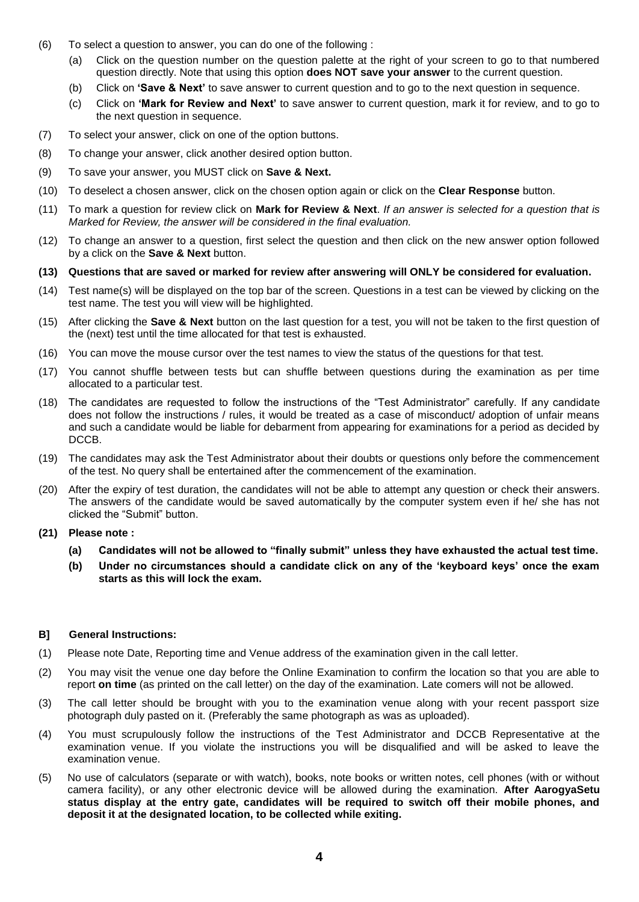(6) To select a question to answer, you can do one of the following :

   (a) Click on the question number on the question palette at the right of your screen to go to that numbered question directly. Note that using this option **does NOT save your answer** to the current question.

   (b) Click on **'Save & Next'** to save answer to current question and to go to the next question in sequence.

   (c) Click on **'Mark for Review and Next'** to save answer to current question, mark it for review, and to go to the next question in sequence.

(7) To select your answer, click on one of the option buttons.

(8) To change your answer, click another desired option button.

(9) To save your answer, you MUST click on **Save & Next.**

(10) To deselect a chosen answer, click on the chosen option again or click on the **Clear Response** button.

(11) To mark a question for review click on **Mark for Review & Next**. *If an answer is selected for a question that is Marked for Review, the answer will be considered in the final evaluation.*

(12) To change an answer to a question, first select the question and then click on the new answer option followed by a click on the **Save & Next** button.

**(13) Questions that are saved or marked for review after answering will ONLY be considered for evaluation.**

(14) Test name(s) will be displayed on the top bar of the screen. Questions in a test can be viewed by clicking on the test name. The test you will view will be highlighted.

(15) After clicking the **Save & Next** button on the last question for a test, you will not be taken to the first question of the (next) test until the time allocated for that test is exhausted.

(16) You can move the mouse cursor over the test names to view the status of the questions for that test.

(17) You cannot shuffle between tests but can shuffle between questions during the examination as per time allocated to a particular test.

(18) The candidates are requested to follow the instructions of the "Test Administrator" carefully. If any candidate does not follow the instructions / rules, it would be treated as a case of misconduct/ adoption of unfair means and such a candidate would be liable for debarment from appearing for examinations for a period as decided by DCCB.

(19) The candidates may ask the Test Administrator about their doubts or questions only before the commencement of the test. No query shall be entertained after the commencement of the examination.

(20) After the expiry of test duration, the candidates will not be able to attempt any question or check their answers. The answers of the candidate would be saved automatically by the computer system even if he/ she has not clicked the "Submit" button.

**(21) Please note :**

   **(a) Candidates will not be allowed to "finally submit" unless they have exhausted the actual test time.**

   **(b) Under no circumstances should a candidate click on any of the 'keyboard keys' once the exam starts as this will lock the exam.**

**B] General Instructions:**

(1) Please note Date, Reporting time and Venue address of the examination given in the call letter.

(2) You may visit the venue one day before the Online Examination to confirm the location so that you are able to report **on time** (as printed on the call letter) on the day of the examination. Late comers will not be allowed.

(3) The call letter should be brought with you to the examination venue along with your recent passport size photograph duly pasted on it. (Preferably the same photograph as was as uploaded).

(4) You must scrupulously follow the instructions of the Test Administrator and DCCB Representative at the examination venue. If you violate the instructions you will be disqualified and will be asked to leave the examination venue.

(5) No use of calculators (separate or with watch), books, note books or written notes, cell phones (with or without camera facility), or any other electronic device will be allowed during the examination. **After AarogyaSetu status display at the entry gate, candidates will be required to switch off their mobile phones, and deposit it at the designated location, to be collected while exiting.**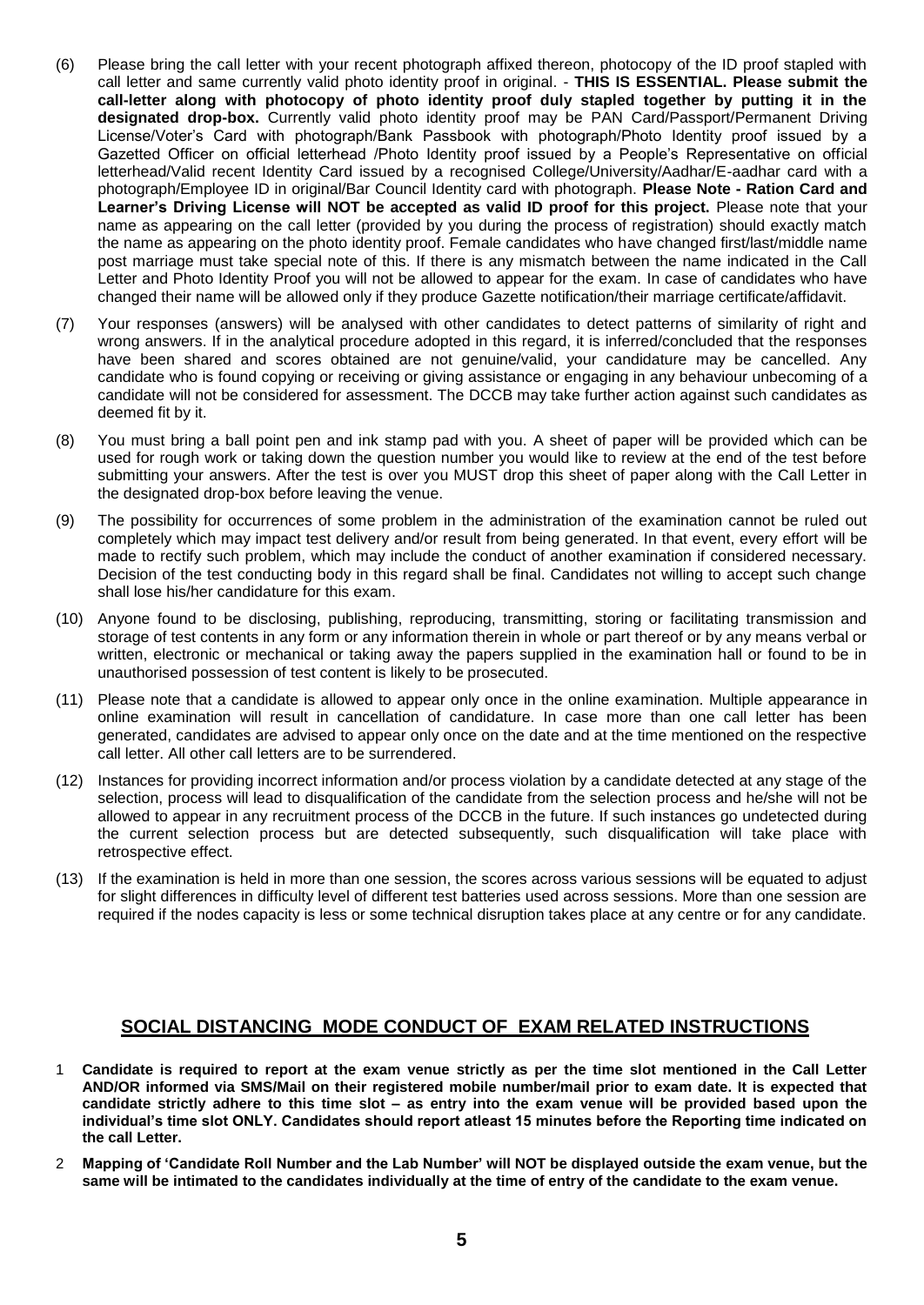(6) Please bring the call letter with your recent photograph affixed thereon, photocopy of the ID proof stapled with call letter and same currently valid photo identity proof in original. - **THIS IS ESSENTIAL. Please submit the call-letter along with photocopy of photo identity proof duly stapled together by putting it in the designated drop-box.** Currently valid photo identity proof may be PAN Card/Passport/Permanent Driving License/Voter's Card with photograph/Bank Passbook with photograph/Photo Identity proof issued by a Gazetted Officer on official letterhead /Photo Identity proof issued by a People's Representative on official letterhead/Valid recent Identity Card issued by a recognised College/University/Aadhar/E-aadhar card with a photograph/Employee ID in original/Bar Council Identity card with photograph. **Please Note - Ration Card and Learner's Driving License will NOT be accepted as valid ID proof for this project.** Please note that your name as appearing on the call letter (provided by you during the process of registration) should exactly match the name as appearing on the photo identity proof. Female candidates who have changed first/last/middle name post marriage must take special note of this. If there is any mismatch between the name indicated in the Call Letter and Photo Identity Proof you will not be allowed to appear for the exam. In case of candidates who have changed their name will be allowed only if they produce Gazette notification/their marriage certificate/affidavit.

(7) Your responses (answers) will be analysed with other candidates to detect patterns of similarity of right and wrong answers. If in the analytical procedure adopted in this regard, it is inferred/concluded that the responses have been shared and scores obtained are not genuine/valid, your candidature may be cancelled. Any candidate who is found copying or receiving or giving assistance or engaging in any behaviour unbecoming of a candidate will not be considered for assessment. The DCCB may take further action against such candidates as deemed fit by it.

(8) You must bring a ball point pen and ink stamp pad with you. A sheet of paper will be provided which can be used for rough work or taking down the question number you would like to review at the end of the test before submitting your answers. After the test is over you MUST drop this sheet of paper along with the Call Letter in the designated drop-box before leaving the venue.

(9) The possibility for occurrences of some problem in the administration of the examination cannot be ruled out completely which may impact test delivery and/or result from being generated. In that event, every effort will be made to rectify such problem, which may include the conduct of another examination if considered necessary. Decision of the test conducting body in this regard shall be final. Candidates not willing to accept such change shall lose his/her candidature for this exam.

(10) Anyone found to be disclosing, publishing, reproducing, transmitting, storing or facilitating transmission and storage of test contents in any form or any information therein in whole or part thereof or by any means verbal or written, electronic or mechanical or taking away the papers supplied in the examination hall or found to be in unauthorised possession of test content is likely to be prosecuted.

(11) Please note that a candidate is allowed to appear only once in the online examination. Multiple appearance in online examination will result in cancellation of candidature. In case more than one call letter has been generated, candidates are advised to appear only once on the date and at the time mentioned on the respective call letter. All other call letters are to be surrendered.

(12) Instances for providing incorrect information and/or process violation by a candidate detected at any stage of the selection, process will lead to disqualification of the candidate from the selection process and he/she will not be allowed to appear in any recruitment process of the DCCB in the future. If such instances go undetected during the current selection process but are detected subsequently, such disqualification will take place with retrospective effect.

(13) If the examination is held in more than one session, the scores across various sessions will be equated to adjust for slight differences in difficulty level of different test batteries used across sessions. More than one session are required if the nodes capacity is less or some technical disruption takes place at any centre or for any candidate.

## SOCIAL DISTANCING MODE CONDUCT OF EXAM RELATED INSTRUCTIONS

1 **Candidate is required to report at the exam venue strictly as per the time slot mentioned in the Call Letter AND/OR informed via SMS/Mail on their registered mobile number/mail prior to exam date. It is expected that candidate strictly adhere to this time slot – as entry into the exam venue will be provided based upon the individual's time slot ONLY. Candidates should report atleast 15 minutes before the Reporting time indicated on the call Letter.**

2 **Mapping of 'Candidate Roll Number and the Lab Number' will NOT be displayed outside the exam venue, but the same will be intimated to the candidates individually at the time of entry of the candidate to the exam venue.**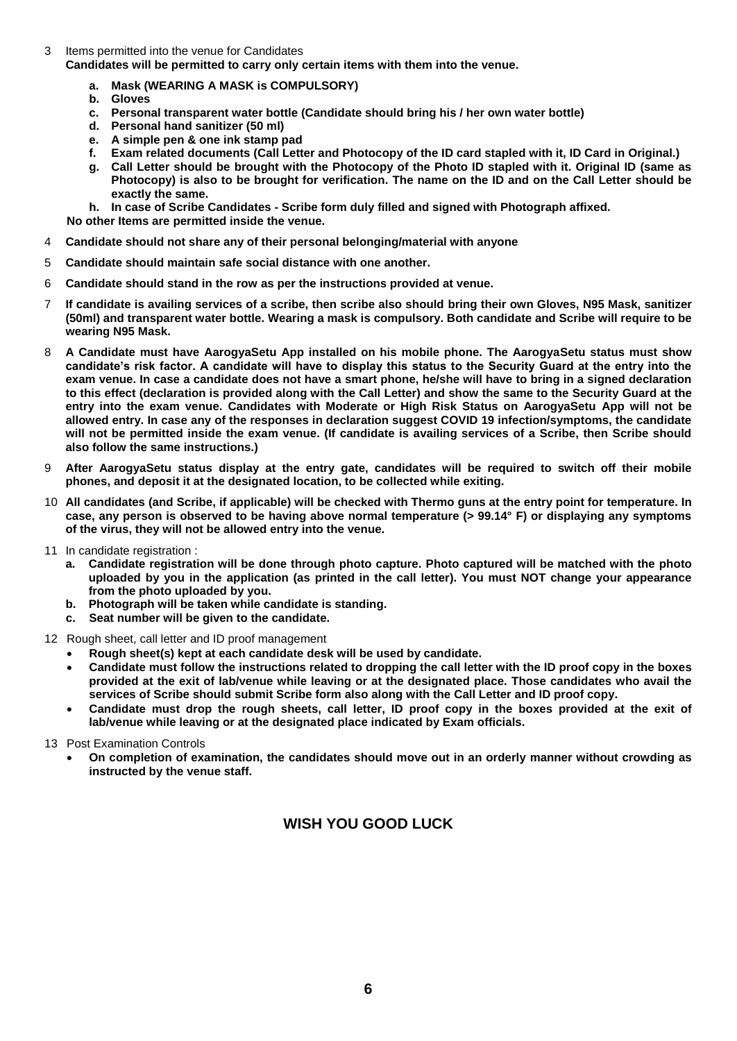3. Items permitted into the venue for Candidates

   **Candidates will be permitted to carry only certain items with them into the venue.**

   a. **Mask (WEARING A MASK is COMPULSORY)**
   b. **Gloves**
   c. **Personal transparent water bottle (Candidate should bring his / her own water bottle)**
   d. **Personal hand sanitizer (50 ml)**
   e. **A simple pen & one ink stamp pad**
   f. **Exam related documents (Call Letter and Photocopy of the ID card stapled with it, ID Card in Original.)**
   g. **Call Letter should be brought with the Photocopy of the Photo ID stapled with it. Original ID (same as Photocopy) is also to be brought for verification. The name on the ID and on the Call Letter should be exactly the same.**
   h. **In case of Scribe Candidates - Scribe form duly filled and signed with Photograph affixed.**

   **No other Items are permitted inside the venue.**

4. **Candidate should not share any of their personal belonging/material with anyone**

5. **Candidate should maintain safe social distance with one another.**

6. **Candidate should stand in the row as per the instructions provided at venue.**

7. **If candidate is availing services of a scribe, then scribe also should bring their own Gloves, N95 Mask, sanitizer (50ml) and transparent water bottle. Wearing a mask is compulsory. Both candidate and Scribe will require to be wearing N95 Mask.**

8. **A Candidate must have AarogyaSetu App installed on his mobile phone. The AarogyaSetu status must show candidate's risk factor. A candidate will have to display this status to the Security Guard at the entry into the exam venue. In case a candidate does not have a smart phone, he/she will have to bring in a signed declaration to this effect (declaration is provided along with the Call Letter) and show the same to the Security Guard at the entry into the exam venue. Candidates with Moderate or High Risk Status on AarogyaSetu App will not be allowed entry. In case any of the responses in declaration suggest COVID 19 infection/symptoms, the candidate will not be permitted inside the exam venue. (If candidate is availing services of a Scribe, then Scribe should also follow the same instructions.)**

9. **After AarogyaSetu status display at the entry gate, candidates will be required to switch off their mobile phones, and deposit it at the designated location, to be collected while exiting.**

10. **All candidates (and Scribe, if applicable) will be checked with Thermo guns at the entry point for temperature. In case, any person is observed to be having above normal temperature (> 99.14° F) or displaying any symptoms of the virus, they will not be allowed entry into the venue.**

11. In candidate registration :

    a. **Candidate registration will be done through photo capture. Photo captured will be matched with the photo uploaded by you in the application (as printed in the call letter). You must NOT change your appearance from the photo uploaded by you.**
    b. **Photograph will be taken while candidate is standing.**
    c. **Seat number will be given to the candidate.**

12. Rough sheet, call letter and ID proof management

    - **Rough sheet(s) kept at each candidate desk will be used by candidate.**
    - **Candidate must follow the instructions related to dropping the call letter with the ID proof copy in the boxes provided at the exit of lab/venue while leaving or at the designated place. Those candidates who avail the services of Scribe should submit Scribe form also along with the Call Letter and ID proof copy.**
    - **Candidate must drop the rough sheets, call letter, ID proof copy in the boxes provided at the exit of lab/venue while leaving or at the designated place indicated by Exam officials.**

13. Post Examination Controls

    - **On completion of examination, the candidates should move out in an orderly manner without crowding as instructed by the venue staff.**

## WISH YOU GOOD LUCK